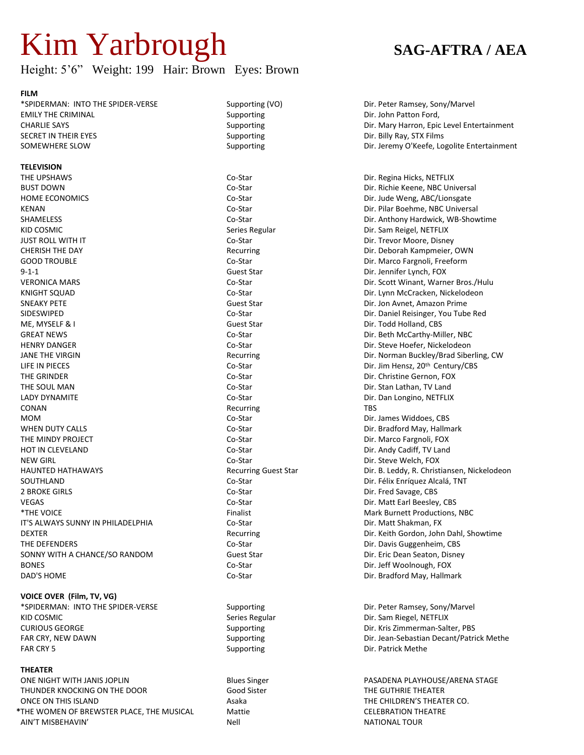# Kim Yarbrough

**SAG-AFTRA / AEA**

Height: 5'6" Weight: 199 Hair: Brown Eyes: Brown

**FILM**

| | | |
|---|---|---|
| *SPIDERMAN: INTO THE SPIDER-VERSE | Supporting (VO) | Dir. Peter Ramsey, Sony/Marvel |
| EMILY THE CRIMINAL | Supporting | Dir. John Patton Ford, |
| CHARLIE SAYS | Supporting | Dir. Mary Harron, Epic Level Entertainment |
| SECRET IN THEIR EYES | Supporting | Dir. Billy Ray, STX Films |
| SOMEWHERE SLOW | Supporting | Dir. Jeremy O'Keefe, Logolite Entertainment |

**TELEVISION**

| | | |
|---|---|---|
| THE UPSHAWS | Co-Star | Dir. Regina Hicks, NETFLIX |
| BUST DOWN | Co-Star | Dir. Richie Keene, NBC Universal |
| HOME ECONOMICS | Co-Star | Dir. Jude Weng, ABC/Lionsgate |
| KENAN | Co-Star | Dir. Pilar Boehme, NBC Universal |
| SHAMELESS | Co-Star | Dir. Anthony Hardwick, WB-Showtime |
| KID COSMIC | Series Regular | Dir. Sam Reigel, NETFLIX |
| JUST ROLL WITH IT | Co-Star | Dir. Trevor Moore, Disney |
| CHERISH THE DAY | Recurring | Dir. Deborah Kampmeier, OWN |
| GOOD TROUBLE | Co-Star | Dir. Marco Fargnoli, Freeform |
| 9-1-1 | Guest Star | Dir. Jennifer Lynch, FOX |
| VERONICA MARS | Co-Star | Dir. Scott Winant, Warner Bros./Hulu |
| KNIGHT SQUAD | Co-Star | Dir. Lynn McCracken, Nickelodeon |
| SNEAKY PETE | Guest Star | Dir. Jon Avnet, Amazon Prime |
| SIDESWIPED | Co-Star | Dir. Daniel Reisinger, You Tube Red |
| ME, MYSELF & I | Guest Star | Dir. Todd Holland, CBS |
| GREAT NEWS | Co-Star | Dir. Beth McCarthy-Miller, NBC |
| HENRY DANGER | Co-Star | Dir. Steve Hoefer, Nickelodeon |
| JANE THE VIRGIN | Recurring | Dir. Norman Buckley/Brad Siberling, CW |
| LIFE IN PIECES | Co-Star | Dir. Jim Hensz, 20th Century/CBS |
| THE GRINDER | Co-Star | Dir. Christine Gernon, FOX |
| THE SOUL MAN | Co-Star | Dir. Stan Lathan, TV Land |
| LADY DYNAMITE | Co-Star | Dir. Dan Longino, NETFLIX |
| CONAN | Recurring | TBS |
| MOM | Co-Star | Dir. James Widdoes, CBS |
| WHEN DUTY CALLS | Co-Star | Dir. Bradford May, Hallmark |
| THE MINDY PROJECT | Co-Star | Dir. Marco Fargnoli, FOX |
| HOT IN CLEVELAND | Co-Star | Dir. Andy Cadiff, TV Land |
| NEW GIRL | Co-Star | Dir. Steve Welch, FOX |
| HAUNTED HATHAWAYS | Recurring Guest Star | Dir. B. Leddy, R. Christiansen, Nickelodeon |
| SOUTHLAND | Co-Star | Dir. Félix Enríquez Alcalá, TNT |
| 2 BROKE GIRLS | Co-Star | Dir. Fred Savage, CBS |
| VEGAS | Co-Star | Dir. Matt Earl Beesley, CBS |
| *THE VOICE | Finalist | Mark Burnett Productions, NBC |
| IT'S ALWAYS SUNNY IN PHILADELPHIA | Co-Star | Dir. Matt Shakman, FX |
| DEXTER | Recurring | Dir. Keith Gordon, John Dahl, Showtime |
| THE DEFENDERS | Co-Star | Dir. Davis Guggenheim, CBS |
| SONNY WITH A CHANCE/SO RANDOM | Guest Star | Dir. Eric Dean Seaton, Disney |
| BONES | Co-Star | Dir. Jeff Woolnough, FOX |
| DAD'S HOME | Co-Star | Dir. Bradford May, Hallmark |

**VOICE OVER (Film, TV, VG)**

| | | |
|---|---|---|
| *SPIDERMAN: INTO THE SPIDER-VERSE | Supporting | Dir. Peter Ramsey, Sony/Marvel |
| KID COSMIC | Series Regular | Dir. Sam Riegel, NETFLIX |
| CURIOUS GEORGE | Supporting | Dir. Kris Zimmerman-Salter, PBS |
| FAR CRY, NEW DAWN | Supporting | Dir. Jean-Sebastian Decant/Patrick Methe |
| FAR CRY 5 | Supporting | Dir. Patrick Methe |

**THEATER**

| | | |
|---|---|---|
| ONE NIGHT WITH JANIS JOPLIN | Blues Singer | PASADENA PLAYHOUSE/ARENA STAGE |
| THUNDER KNOCKING ON THE DOOR | Good Sister | THE GUTHRIE THEATER |
| ONCE ON THIS ISLAND | Asaka | THE CHILDREN'S THEATER CO. |
| *THE WOMEN OF BREWSTER PLACE, THE MUSICAL | Mattie | CELEBRATION THEATRE |
| AIN'T MISBEHAVIN' | Nell | NATIONAL TOUR |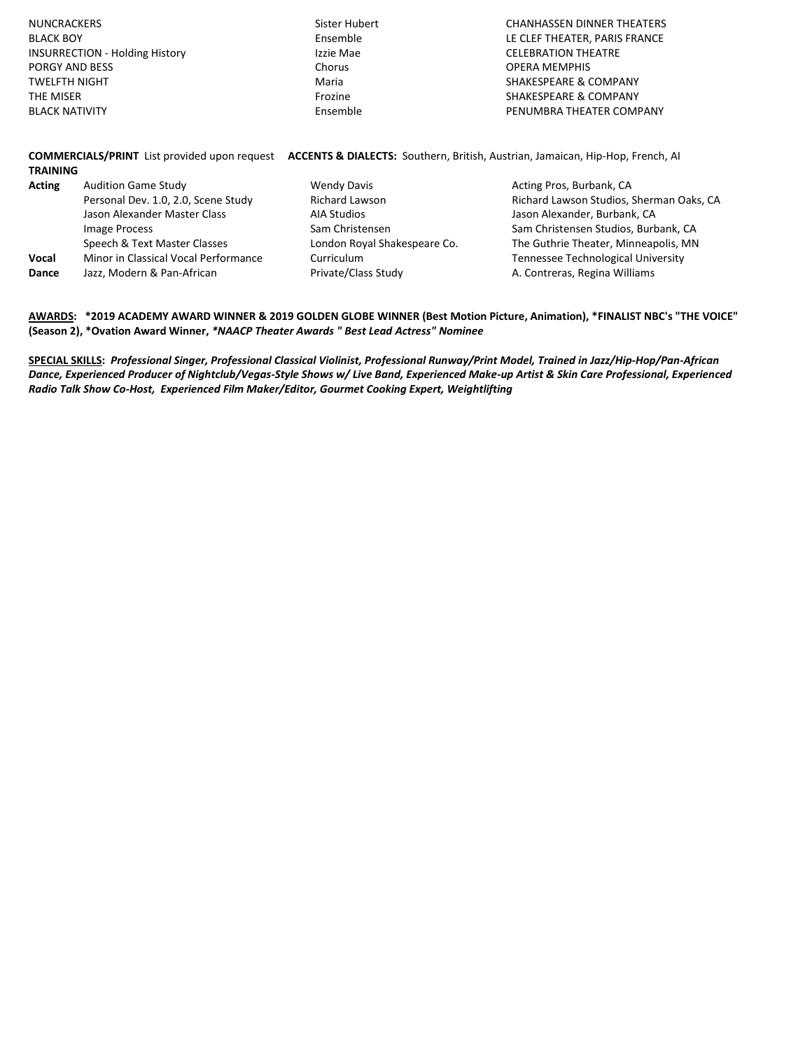| | | |
|---|---|---|
| NUNCRACKERS | Sister Hubert | CHANHASSEN DINNER THEATERS |
| BLACK BOY | Ensemble | LE CLEF THEATER, PARIS FRANCE |
| INSURRECTION - Holding History | Izzie Mae | CELEBRATION THEATRE |
| PORGY AND BESS | Chorus | OPERA MEMPHIS |
| TWELFTH NIGHT | Maria | SHAKESPEARE & COMPANY |
| THE MISER | Frozine | SHAKESPEARE & COMPANY |
| BLACK NATIVITY | Ensemble | PENUMBRA THEATER COMPANY |

**COMMERCIALS/PRINT** List provided upon request **ACCENTS & DIALECTS:** Southern, British, Austrian, Jamaican, Hip-Hop, French, AI

**TRAINING**

| | | | |
|---|---|---|---|
| **Acting** | Audition Game Study | Wendy Davis | Acting Pros, Burbank, CA |
| | Personal Dev. 1.0, 2.0, Scene Study | Richard Lawson | Richard Lawson Studios, Sherman Oaks, CA |
| | Jason Alexander Master Class | AIA Studios | Jason Alexander, Burbank, CA |
| | Image Process | Sam Christensen | Sam Christensen Studios, Burbank, CA |
| | Speech & Text Master Classes | London Royal Shakespeare Co. | The Guthrie Theater, Minneapolis, MN |
| **Vocal** | Minor in Classical Vocal Performance | Curriculum | Tennessee Technological University |
| **Dance** | Jazz, Modern & Pan-African | Private/Class Study | A. Contreras, Regina Williams |

**AWARDS: \*2019 ACADEMY AWARD WINNER & 2019 GOLDEN GLOBE WINNER (Best Motion Picture, Animation), \*FINALIST NBC's "THE VOICE" (Season 2), \*Ovation Award Winner,** ***\*NAACP Theater Awards " Best Lead Actress" Nominee***

**SPECIAL SKILLS:** ***Professional Singer, Professional Classical Violinist, Professional Runway/Print Model, Trained in Jazz/Hip-Hop/Pan-African Dance, Experienced Producer of Nightclub/Vegas-Style Shows w/ Live Band, Experienced Make-up Artist & Skin Care Professional, Experienced Radio Talk Show Co-Host, Experienced Film Maker/Editor, Gourmet Cooking Expert, Weightlifting***